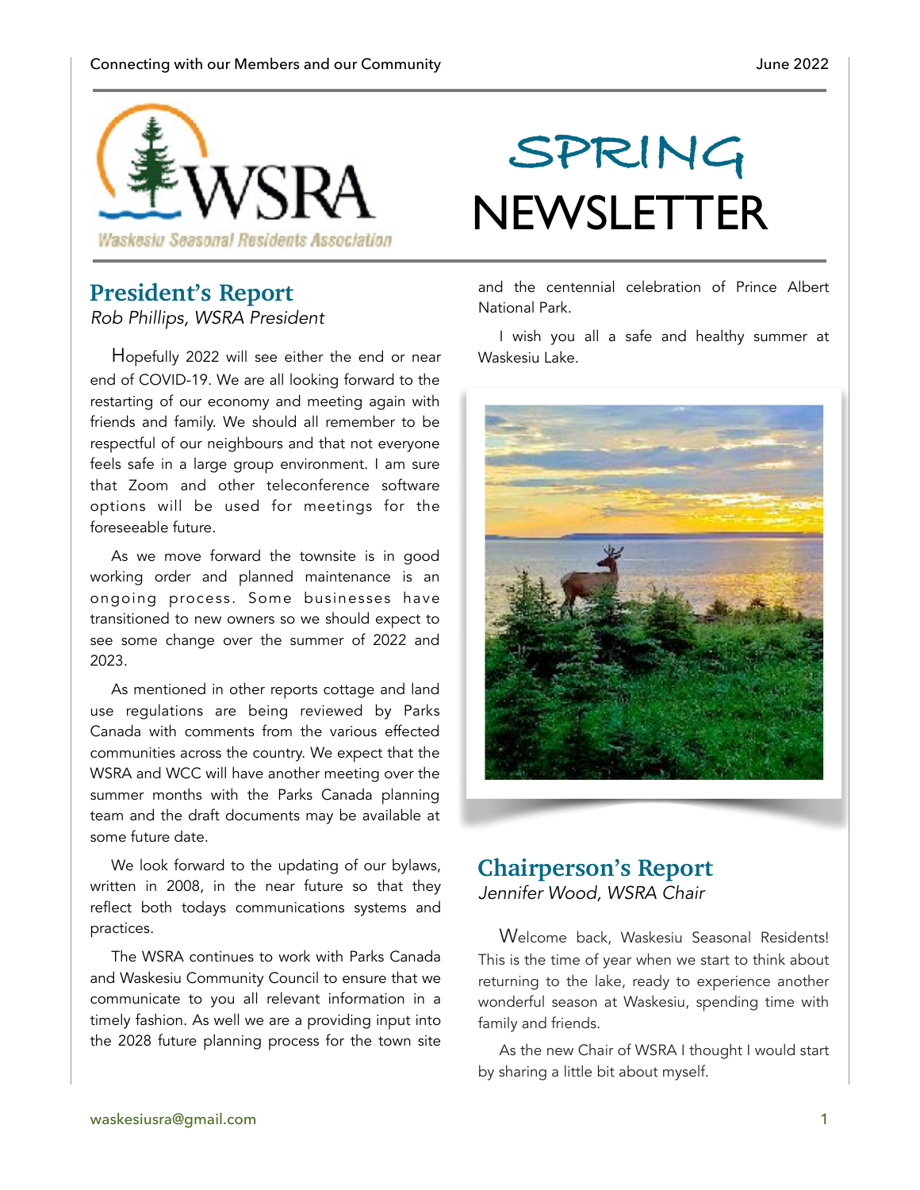# SPRING NEWSLETTER

WSRA — Waskesiu Seasonal Residents Association

## President's Report

*Rob Phillips, WSRA President*

Hopefully 2022 will see either the end or near end of COVID-19. We are all looking forward to the restarting of our economy and meeting again with friends and family. We should all remember to be respectful of our neighbours and that not everyone feels safe in a large group environment. I am sure that Zoom and other teleconference software options will be used for meetings for the foreseeable future.

As we move forward the townsite is in good working order and planned maintenance is an ongoing process. Some businesses have transitioned to new owners so we should expect to see some change over the summer of 2022 and 2023.

As mentioned in other reports cottage and land use regulations are being reviewed by Parks Canada with comments from the various effected communities across the country. We expect that the WSRA and WCC will have another meeting over the summer months with the Parks Canada planning team and the draft documents may be available at some future date.

We look forward to the updating of our bylaws, written in 2008, in the near future so that they reflect both todays communications systems and practices.

The WSRA continues to work with Parks Canada and Waskesiu Community Council to ensure that we communicate to you all relevant information in a timely fashion. As well we are a providing input into the 2028 future planning process for the town site and the centennial celebration of Prince Albert National Park.

I wish you all a safe and healthy summer at Waskesiu Lake.

## Chairperson's Report

*Jennifer Wood, WSRA Chair*

Welcome back, Waskesiu Seasonal Residents! This is the time of year when we start to think about returning to the lake, ready to experience another wonderful season at Waskesiu, spending time with family and friends.

As the new Chair of WSRA I thought I would start by sharing a little bit about myself.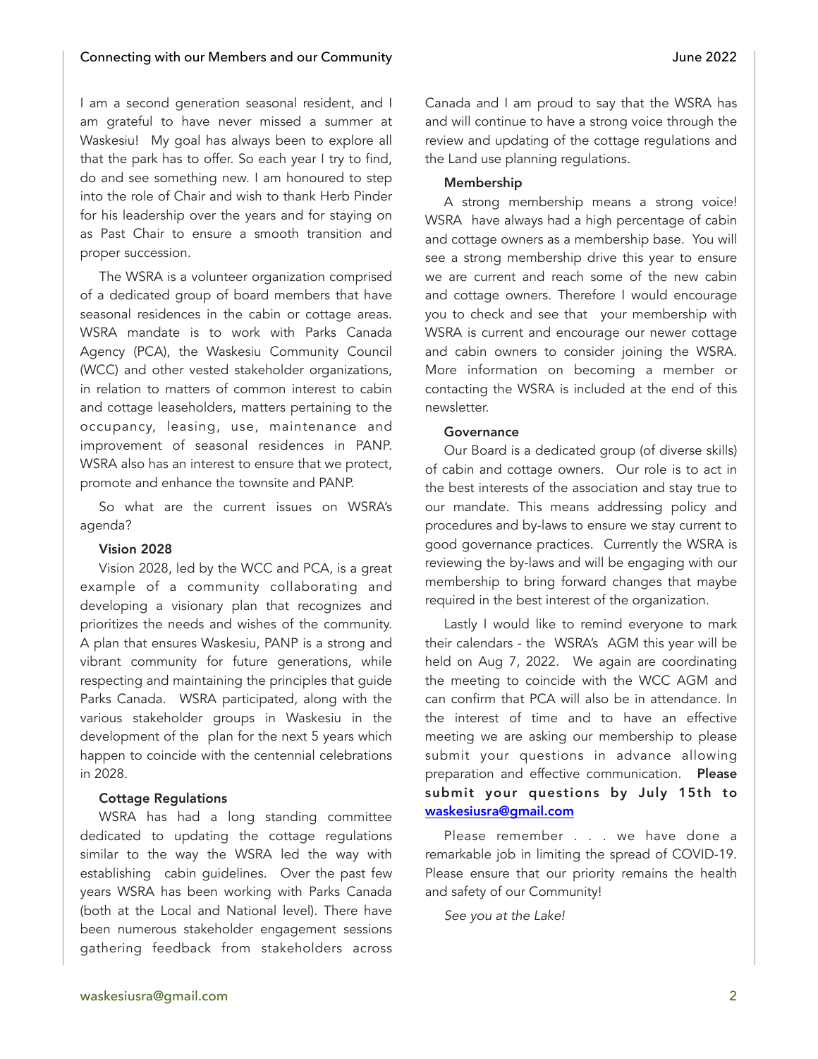I am a second generation seasonal resident, and I am grateful to have never missed a summer at Waskesiu! My goal has always been to explore all that the park has to offer. So each year I try to find, do and see something new. I am honoured to step into the role of Chair and wish to thank Herb Pinder for his leadership over the years and for staying on as Past Chair to ensure a smooth transition and proper succession.

The WSRA is a volunteer organization comprised of a dedicated group of board members that have seasonal residences in the cabin or cottage areas. WSRA mandate is to work with Parks Canada Agency (PCA), the Waskesiu Community Council (WCC) and other vested stakeholder organizations, in relation to matters of common interest to cabin and cottage leaseholders, matters pertaining to the occupancy, leasing, use, maintenance and improvement of seasonal residences in PANP. WSRA also has an interest to ensure that we protect, promote and enhance the townsite and PANP.

So what are the current issues on WSRA's agenda?

**Vision 2028**

Vision 2028, led by the WCC and PCA, is a great example of a community collaborating and developing a visionary plan that recognizes and prioritizes the needs and wishes of the community. A plan that ensures Waskesiu, PANP is a strong and vibrant community for future generations, while respecting and maintaining the principles that guide Parks Canada. WSRA participated, along with the various stakeholder groups in Waskesiu in the development of the plan for the next 5 years which happen to coincide with the centennial celebrations in 2028.

**Cottage Regulations**

WSRA has had a long standing committee dedicated to updating the cottage regulations similar to the way the WSRA led the way with establishing cabin guidelines. Over the past few years WSRA has been working with Parks Canada (both at the Local and National level). There have been numerous stakeholder engagement sessions gathering feedback from stakeholders across Canada and I am proud to say that the WSRA has and will continue to have a strong voice through the review and updating of the cottage regulations and the Land use planning regulations.

**Membership**

A strong membership means a strong voice! WSRA have always had a high percentage of cabin and cottage owners as a membership base. You will see a strong membership drive this year to ensure we are current and reach some of the new cabin and cottage owners. Therefore I would encourage you to check and see that your membership with WSRA is current and encourage our newer cottage and cabin owners to consider joining the WSRA. More information on becoming a member or contacting the WSRA is included at the end of this newsletter.

**Governance**

Our Board is a dedicated group (of diverse skills) of cabin and cottage owners. Our role is to act in the best interests of the association and stay true to our mandate. This means addressing policy and procedures and by-laws to ensure we stay current to good governance practices. Currently the WSRA is reviewing the by-laws and will be engaging with our membership to bring forward changes that maybe required in the best interest of the organization.

Lastly I would like to remind everyone to mark their calendars - the WSRA's AGM this year will be held on Aug 7, 2022. We again are coordinating the meeting to coincide with the WCC AGM and can confirm that PCA will also be in attendance. In the interest of time and to have an effective meeting we are asking our membership to please submit your questions in advance allowing preparation and effective communication. **Please submit your questions by July 15th to [waskesiusra@gmail.com](mailto:waskesiusra@gmail.com)**

Please remember . . . we have done a remarkable job in limiting the spread of COVID-19. Please ensure that our priority remains the health and safety of our Community!

*See you at the Lake!*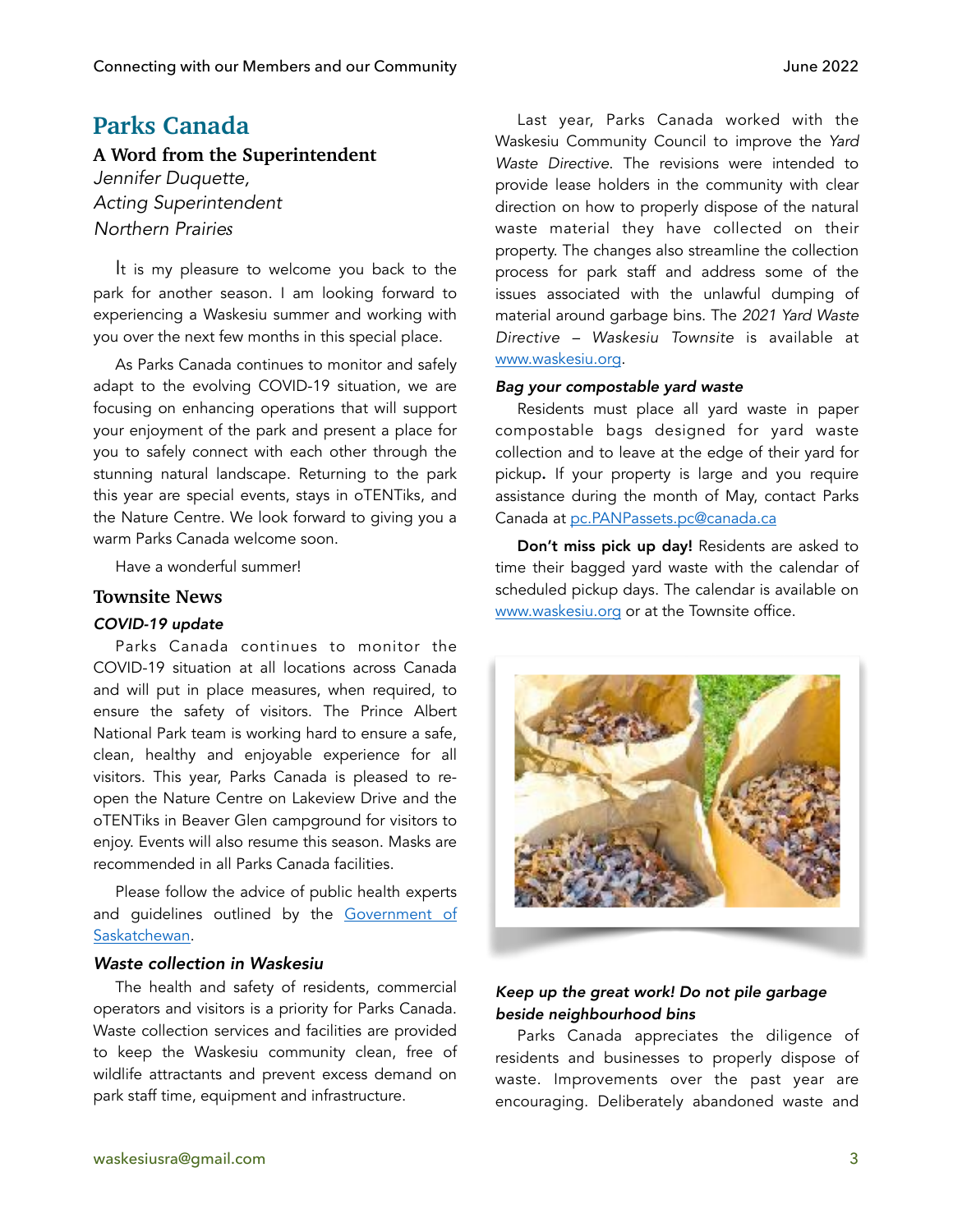## Parks Canada

### A Word from the Superintendent

*Jennifer Duquette,*
*Acting Superintendent*
*Northern Prairies*

It is my pleasure to welcome you back to the park for another season. I am looking forward to experiencing a Waskesiu summer and working with you over the next few months in this special place.

As Parks Canada continues to monitor and safely adapt to the evolving COVID-19 situation, we are focusing on enhancing operations that will support your enjoyment of the park and present a place for you to safely connect with each other through the stunning natural landscape. Returning to the park this year are special events, stays in oTENTiks, and the Nature Centre. We look forward to giving you a warm Parks Canada welcome soon.

Have a wonderful summer!

### Townsite News

***COVID-19 update***

Parks Canada continues to monitor the COVID-19 situation at all locations across Canada and will put in place measures, when required, to ensure the safety of visitors. The Prince Albert National Park team is working hard to ensure a safe, clean, healthy and enjoyable experience for all visitors. This year, Parks Canada is pleased to re-open the Nature Centre on Lakeview Drive and the oTENTiks in Beaver Glen campground for visitors to enjoy. Events will also resume this season. Masks are recommended in all Parks Canada facilities.

Please follow the advice of public health experts and guidelines outlined by the Government of Saskatchewan.

*Waste collection in Waskesiu*

The health and safety of residents, commercial operators and visitors is a priority for Parks Canada. Waste collection services and facilities are provided to keep the Waskesiu community clean, free of wildlife attractants and prevent excess demand on park staff time, equipment and infrastructure.

Last year, Parks Canada worked with the Waskesiu Community Council to improve the *Yard Waste Directive*. The revisions were intended to provide lease holders in the community with clear direction on how to properly dispose of the natural waste material they have collected on their property. The changes also streamline the collection process for park staff and address some of the issues associated with the unlawful dumping of material around garbage bins. The *2021 Yard Waste Directive – Waskesiu Townsite* is available at www.waskesiu.org.

***Bag your compostable yard waste***

Residents must place all yard waste in paper compostable bags designed for yard waste collection and to leave at the edge of their yard for pickup**.** If your property is large and you require assistance during the month of May, contact Parks Canada at pc.PANPassets.pc@canada.ca

**Don't miss pick up day!** Residents are asked to time their bagged yard waste with the calendar of scheduled pickup days. The calendar is available on www.waskesiu.org or at the Townsite office.

***Keep up the great work! Do not pile garbage beside neighbourhood bins***

Parks Canada appreciates the diligence of residents and businesses to properly dispose of waste. Improvements over the past year are encouraging. Deliberately abandoned waste and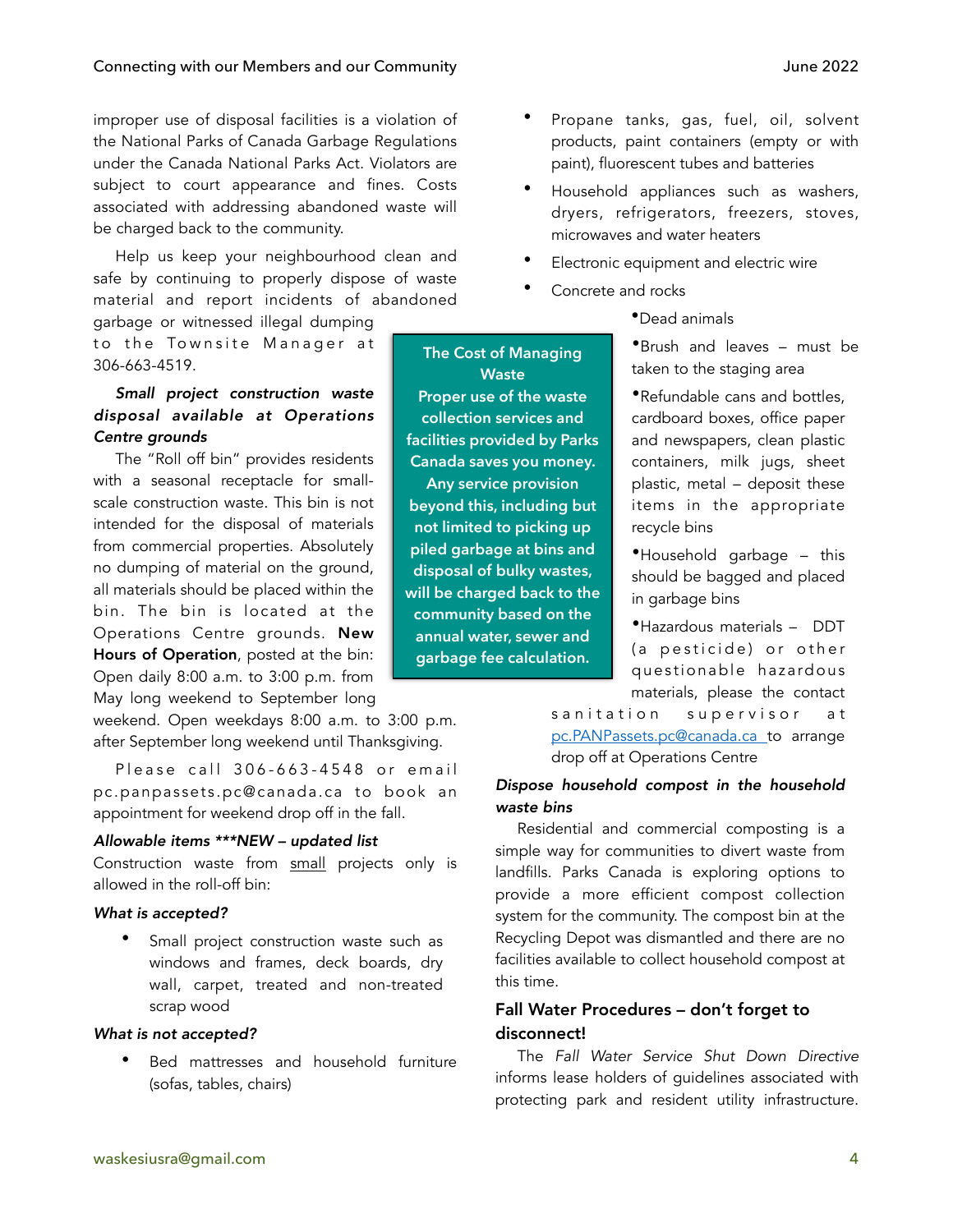improper use of disposal facilities is a violation of the National Parks of Canada Garbage Regulations under the Canada National Parks Act. Violators are subject to court appearance and fines. Costs associated with addressing abandoned waste will be charged back to the community.

Help us keep your neighbourhood clean and safe by continuing to properly dispose of waste material and report incidents of abandoned garbage or witnessed illegal dumping to the Townsite Manager at 306-663-4519.

***Small project construction waste disposal available at Operations Centre grounds***

The "Roll off bin" provides residents with a seasonal receptacle for small-scale construction waste. This bin is not intended for the disposal of materials from commercial properties. Absolutely no dumping of material on the ground, all materials should be placed within the bin. The bin is located at the Operations Centre grounds. **New Hours of Operation**, posted at the bin: Open daily 8:00 a.m. to 3:00 p.m. from May long weekend to September long weekend. Open weekdays 8:00 a.m. to 3:00 p.m. after September long weekend until Thanksgiving.

Please call 306-663-4548 or email pc.panpassets.pc@canada.ca to book an appointment for weekend drop off in the fall.

***Allowable items \*\*\*NEW – updated list***

Construction waste from small projects only is allowed in the roll-off bin:

***What is accepted?***

- Small project construction waste such as windows and frames, deck boards, dry wall, carpet, treated and non-treated scrap wood

***What is not accepted?***

- Bed mattresses and household furniture (sofas, tables, chairs)
- Propane tanks, gas, fuel, oil, solvent products, paint containers (empty or with paint), fluorescent tubes and batteries
- Household appliances such as washers, dryers, refrigerators, freezers, stoves, microwaves and water heaters
- Electronic equipment and electric wire
- Concrete and rocks
- Dead animals
- Brush and leaves – must be taken to the staging area
- Refundable cans and bottles, cardboard boxes, office paper and newspapers, clean plastic containers, milk jugs, sheet plastic, metal – deposit these items in the appropriate recycle bins
- Household garbage – this should be bagged and placed in garbage bins
- Hazardous materials – DDT (a pesticide) or other questionable hazardous materials, please the contact sanitation supervisor at pc.PANPassets.pc@canada.ca to arrange drop off at Operations Centre

**The Cost of Managing Waste**

**Proper use of the waste collection services and facilities provided by Parks Canada saves you money. Any service provision beyond this, including but not limited to picking up piled garbage at bins and disposal of bulky wastes, will be charged back to the community based on the annual water, sewer and garbage fee calculation.**

***Dispose household compost in the household waste bins***

Residential and commercial composting is a simple way for communities to divert waste from landfills. Parks Canada is exploring options to provide a more efficient compost collection system for the community. The compost bin at the Recycling Depot was dismantled and there are no facilities available to collect household compost at this time.

## Fall Water Procedures – don't forget to disconnect!

The *Fall Water Service Shut Down Directive* informs lease holders of guidelines associated with protecting park and resident utility infrastructure.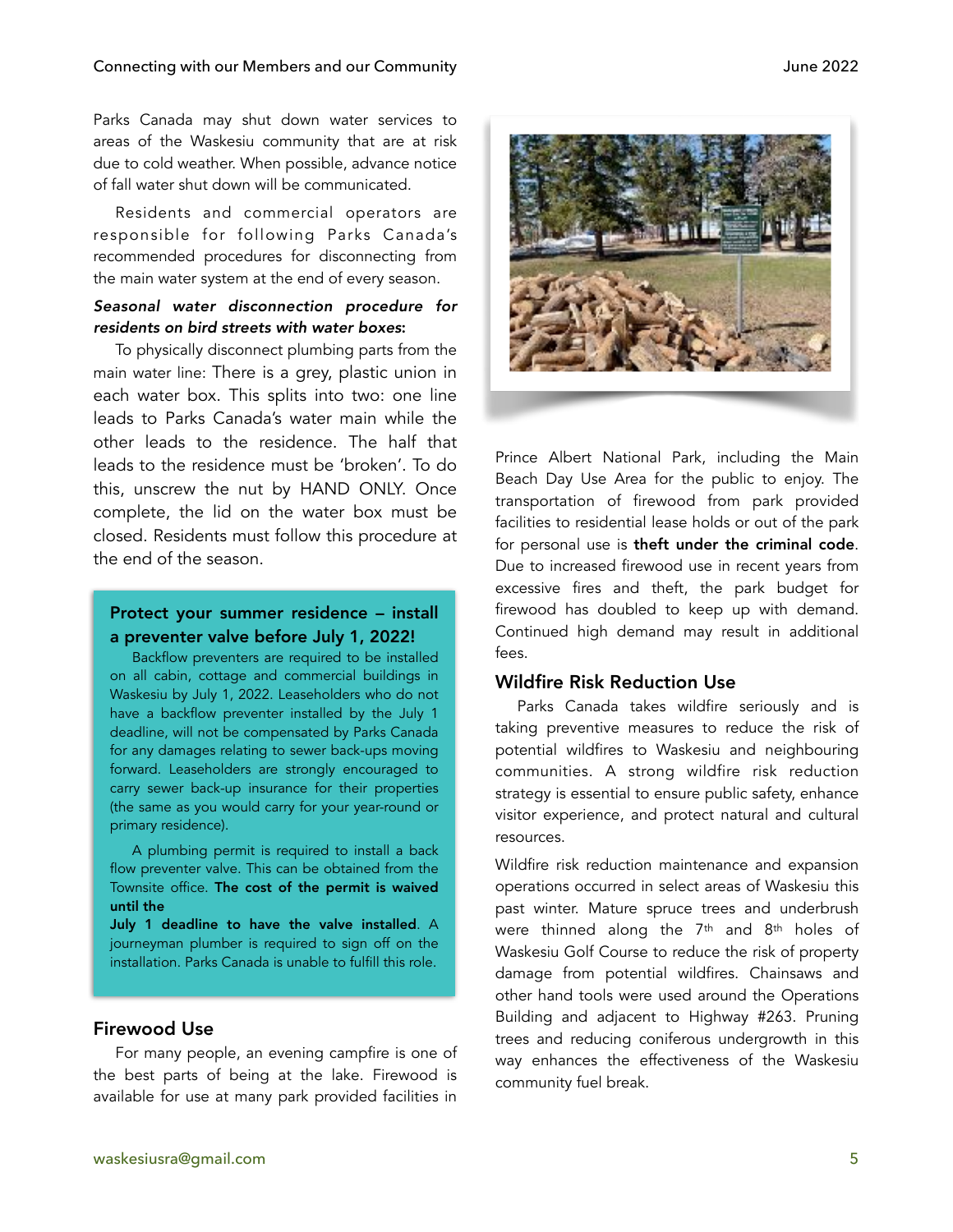Parks Canada may shut down water services to areas of the Waskesiu community that are at risk due to cold weather. When possible, advance notice of fall water shut down will be communicated.

Residents and commercial operators are responsible for following Parks Canada's recommended procedures for disconnecting from the main water system at the end of every season.

***Seasonal water disconnection procedure for residents on bird streets with water boxes*:**

To physically disconnect plumbing parts from the main water line: There is a grey, plastic union in each water box. This splits into two: one line leads to Parks Canada's water main while the other leads to the residence. The half that leads to the residence must be 'broken'. To do this, unscrew the nut by HAND ONLY. Once complete, the lid on the water box must be closed. Residents must follow this procedure at the end of the season.

### Protect your summer residence – install a preventer valve before July 1, 2022!

Backflow preventers are required to be installed on all cabin, cottage and commercial buildings in Waskesiu by July 1, 2022. Leaseholders who do not have a backflow preventer installed by the July 1 deadline, will not be compensated by Parks Canada for any damages relating to sewer back-ups moving forward. Leaseholders are strongly encouraged to carry sewer back-up insurance for their properties (the same as you would carry for your year-round or primary residence).

A plumbing permit is required to install a back flow preventer valve. This can be obtained from the Townsite office. **The cost of the permit is waived until the July 1 deadline to have the valve installed**. A journeyman plumber is required to sign off on the installation. Parks Canada is unable to fulfill this role.

## Firewood Use

For many people, an evening campfire is one of the best parts of being at the lake. Firewood is available for use at many park provided facilities in Prince Albert National Park, including the Main Beach Day Use Area for the public to enjoy. The transportation of firewood from park provided facilities to residential lease holds or out of the park for personal use is **theft under the criminal code**. Due to increased firewood use in recent years from excessive fires and theft, the park budget for firewood has doubled to keep up with demand. Continued high demand may result in additional fees.

## Wildfire Risk Reduction Use

Parks Canada takes wildfire seriously and is taking preventive measures to reduce the risk of potential wildfires to Waskesiu and neighbouring communities. A strong wildfire risk reduction strategy is essential to ensure public safety, enhance visitor experience, and protect natural and cultural resources.

Wildfire risk reduction maintenance and expansion operations occurred in select areas of Waskesiu this past winter. Mature spruce trees and underbrush were thinned along the 7th and 8th holes of Waskesiu Golf Course to reduce the risk of property damage from potential wildfires. Chainsaws and other hand tools were used around the Operations Building and adjacent to Highway #263. Pruning trees and reducing coniferous undergrowth in this way enhances the effectiveness of the Waskesiu community fuel break.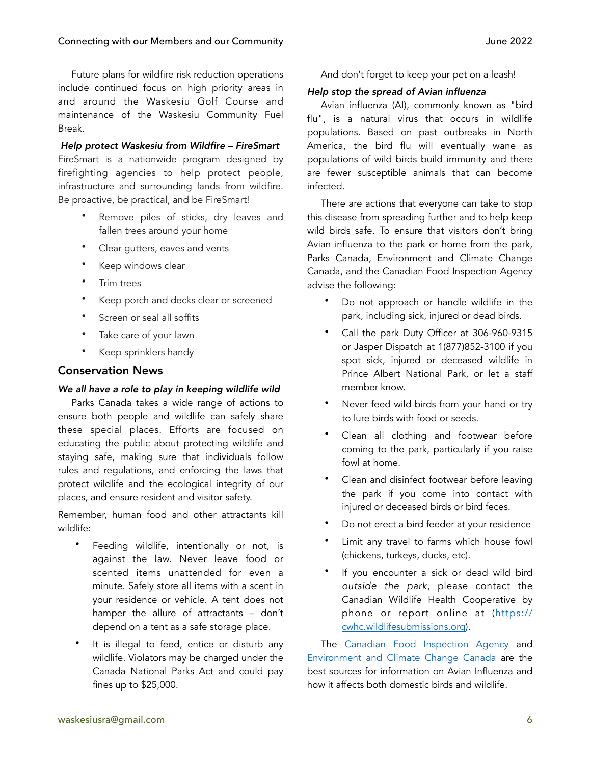Future plans for wildfire risk reduction operations include continued focus on high priority areas in and around the Waskesiu Golf Course and maintenance of the Waskesiu Community Fuel Break.

***Help protect Waskesiu from Wildfire – FireSmart***

FireSmart is a nationwide program designed by firefighting agencies to help protect people, infrastructure and surrounding lands from wildfire. Be proactive, be practical, and be FireSmart!

- Remove piles of sticks, dry leaves and fallen trees around your home
- Clear gutters, eaves and vents
- Keep windows clear
- Trim trees
- Keep porch and decks clear or screened
- Screen or seal all soffits
- Take care of your lawn
- Keep sprinklers handy

## Conservation News

***We all have a role to play in keeping wildlife wild***

Parks Canada takes a wide range of actions to ensure both people and wildlife can safely share these special places. Efforts are focused on educating the public about protecting wildlife and staying safe, making sure that individuals follow rules and regulations, and enforcing the laws that protect wildlife and the ecological integrity of our places, and ensure resident and visitor safety.

Remember, human food and other attractants kill wildlife:

- Feeding wildlife, intentionally or not, is against the law. Never leave food or scented items unattended for even a minute. Safely store all items with a scent in your residence or vehicle. A tent does not hamper the allure of attractants – don't depend on a tent as a safe storage place.
- It is illegal to feed, entice or disturb any wildlife. Violators may be charged under the Canada National Parks Act and could pay fines up to $25,000.

And don't forget to keep your pet on a leash!

***Help stop the spread of Avian influenza***

Avian influenza (AI), commonly known as "bird flu", is a natural virus that occurs in wildlife populations. Based on past outbreaks in North America, the bird flu will eventually wane as populations of wild birds build immunity and there are fewer susceptible animals that can become infected.

There are actions that everyone can take to stop this disease from spreading further and to help keep wild birds safe. To ensure that visitors don't bring Avian influenza to the park or home from the park, Parks Canada, Environment and Climate Change Canada, and the Canadian Food Inspection Agency advise the following:

- Do not approach or handle wildlife in the park, including sick, injured or dead birds.
- Call the park Duty Officer at 306-960-9315 or Jasper Dispatch at 1(877)852-3100 if you spot sick, injured or deceased wildlife in Prince Albert National Park, or let a staff member know.
- Never feed wild birds from your hand or try to lure birds with food or seeds.
- Clean all clothing and footwear before coming to the park, particularly if you raise fowl at home.
- Clean and disinfect footwear before leaving the park if you come into contact with injured or deceased birds or bird feces.
- Do not erect a bird feeder at your residence
- Limit any travel to farms which house fowl (chickens, turkeys, ducks, etc).
- If you encounter a sick or dead wild bird *outside the park*, please contact the Canadian Wildlife Health Cooperative by phone or report online at (https://cwhc.wildlifesubmissions.org).

The Canadian Food Inspection Agency and Environment and Climate Change Canada are the best sources for information on Avian Influenza and how it affects both domestic birds and wildlife.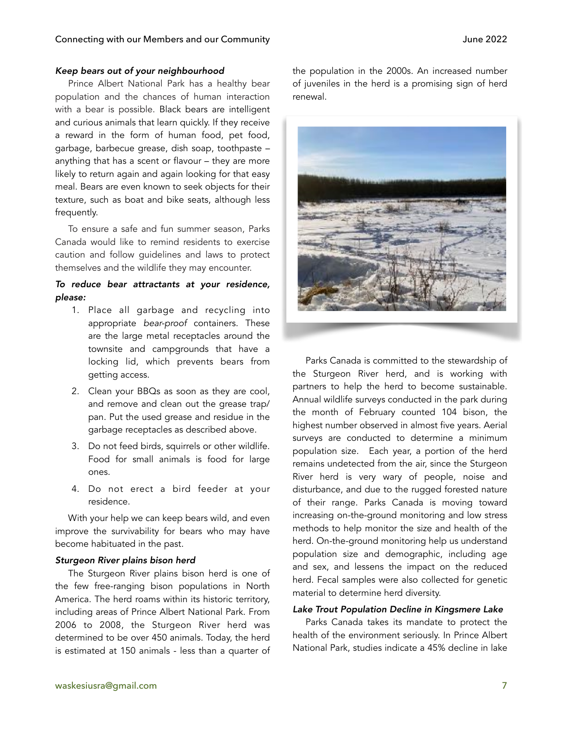### *Keep bears out of your neighbourhood*

Prince Albert National Park has a healthy bear population and the chances of human interaction with a bear is possible. Black bears are intelligent and curious animals that learn quickly. If they receive a reward in the form of human food, pet food, garbage, barbecue grease, dish soap, toothpaste – anything that has a scent or flavour – they are more likely to return again and again looking for that easy meal. Bears are even known to seek objects for their texture, such as boat and bike seats, although less frequently.

To ensure a safe and fun summer season, Parks Canada would like to remind residents to exercise caution and follow guidelines and laws to protect themselves and the wildlife they may encounter.

***To reduce bear attractants at your residence, please:***

1. Place all garbage and recycling into appropriate *bear-proof* containers. These are the large metal receptacles around the townsite and campgrounds that have a locking lid, which prevents bears from getting access.
2. Clean your BBQs as soon as they are cool, and remove and clean out the grease trap/ pan. Put the used grease and residue in the garbage receptacles as described above.
3. Do not feed birds, squirrels or other wildlife. Food for small animals is food for large ones.
4. Do not erect a bird feeder at your residence.

With your help we can keep bears wild, and even improve the survivability for bears who may have become habituated in the past.

### *Sturgeon River plains bison herd*

The Sturgeon River plains bison herd is one of the few free-ranging bison populations in North America. The herd roams within its historic territory, including areas of Prince Albert National Park. From 2006 to 2008, the Sturgeon River herd was determined to be over 450 animals. Today, the herd is estimated at 150 animals - less than a quarter of the population in the 2000s. An increased number of juveniles in the herd is a promising sign of herd renewal.

Parks Canada is committed to the stewardship of the Sturgeon River herd, and is working with partners to help the herd to become sustainable. Annual wildlife surveys conducted in the park during the month of February counted 104 bison, the highest number observed in almost five years. Aerial surveys are conducted to determine a minimum population size. Each year, a portion of the herd remains undetected from the air, since the Sturgeon River herd is very wary of people, noise and disturbance, and due to the rugged forested nature of their range. Parks Canada is moving toward increasing on-the-ground monitoring and low stress methods to help monitor the size and health of the herd. On-the-ground monitoring help us understand population size and demographic, including age and sex, and lessens the impact on the reduced herd. Fecal samples were also collected for genetic material to determine herd diversity.

### *Lake Trout Population Decline in Kingsmere Lake*

Parks Canada takes its mandate to protect the health of the environment seriously. In Prince Albert National Park, studies indicate a 45% decline in lake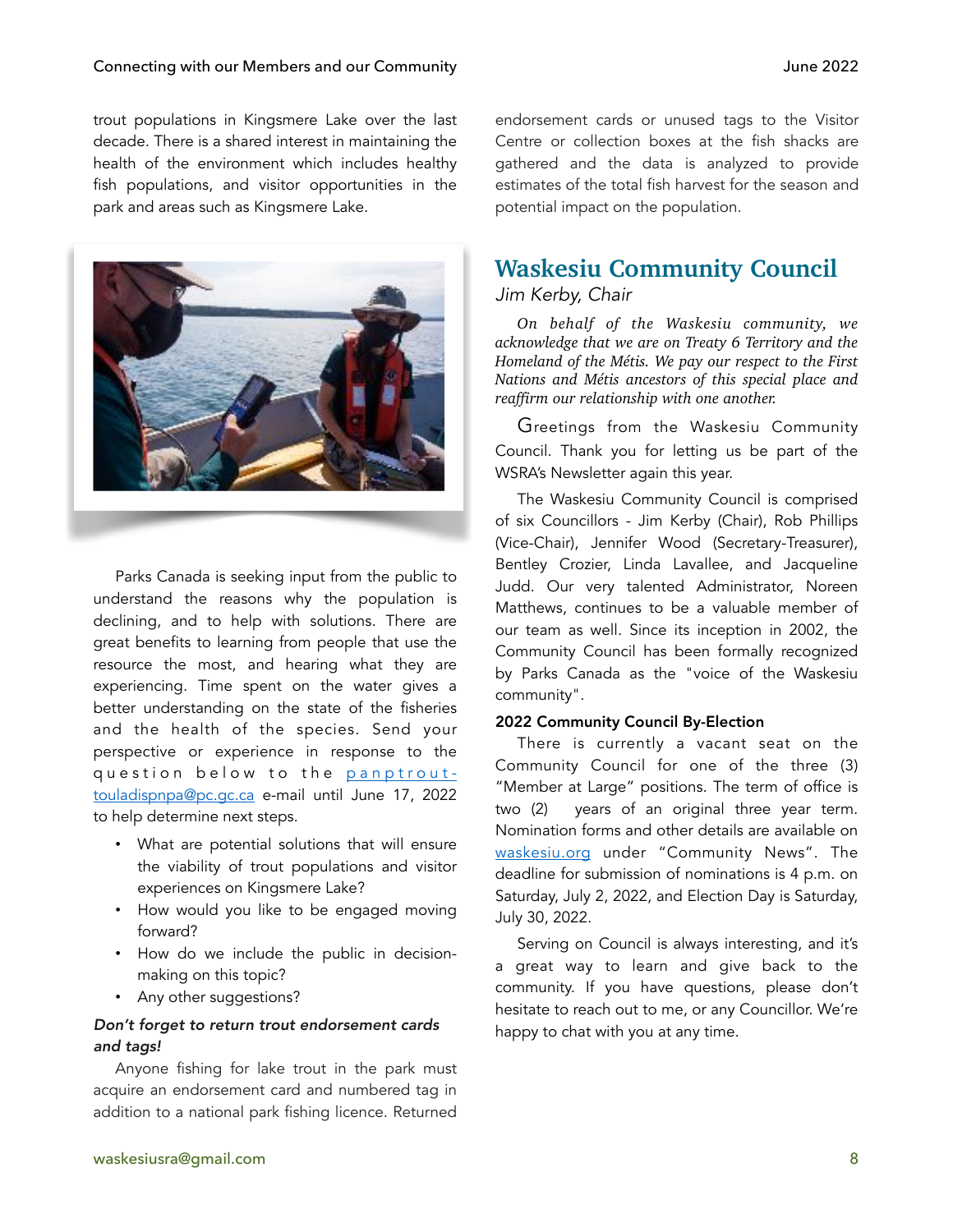trout populations in Kingsmere Lake over the last decade. There is a shared interest in maintaining the health of the environment which includes healthy fish populations, and visitor opportunities in the park and areas such as Kingsmere Lake.

Parks Canada is seeking input from the public to understand the reasons why the population is declining, and to help with solutions. There are great benefits to learning from people that use the resource the most, and hearing what they are experiencing. Time spent on the water gives a better understanding on the state of the fisheries and the health of the species. Send your perspective or experience in response to the question below to the panptrout-touladispnpa@pc.gc.ca e-mail until June 17, 2022 to help determine next steps.

- What are potential solutions that will ensure the viability of trout populations and visitor experiences on Kingsmere Lake?
- How would you like to be engaged moving forward?
- How do we include the public in decision-making on this topic?
- Any other suggestions?

***Don't forget to return trout endorsement cards and tags!***

Anyone fishing for lake trout in the park must acquire an endorsement card and numbered tag in addition to a national park fishing licence. Returned endorsement cards or unused tags to the Visitor Centre or collection boxes at the fish shacks are gathered and the data is analyzed to provide estimates of the total fish harvest for the season and potential impact on the population.

## Waskesiu Community Council

*Jim Kerby, Chair*

*On behalf of the Waskesiu community, we acknowledge that we are on Treaty 6 Territory and the Homeland of the Métis. We pay our respect to the First Nations and Métis ancestors of this special place and reaffirm our relationship with one another.*

Greetings from the Waskesiu Community Council. Thank you for letting us be part of the WSRA's Newsletter again this year.

The Waskesiu Community Council is comprised of six Councillors - Jim Kerby (Chair), Rob Phillips (Vice-Chair), Jennifer Wood (Secretary-Treasurer), Bentley Crozier, Linda Lavallee, and Jacqueline Judd. Our very talented Administrator, Noreen Matthews, continues to be a valuable member of our team as well. Since its inception in 2002, the Community Council has been formally recognized by Parks Canada as the "voice of the Waskesiu community".

**2022 Community Council By-Election**

There is currently a vacant seat on the Community Council for one of the three (3) "Member at Large" positions. The term of office is two (2) years of an original three year term. Nomination forms and other details are available on waskesiu.org under "Community News". The deadline for submission of nominations is 4 p.m. on Saturday, July 2, 2022, and Election Day is Saturday, July 30, 2022.

Serving on Council is always interesting, and it's a great way to learn and give back to the community. If you have questions, please don't hesitate to reach out to me, or any Councillor. We're happy to chat with you at any time.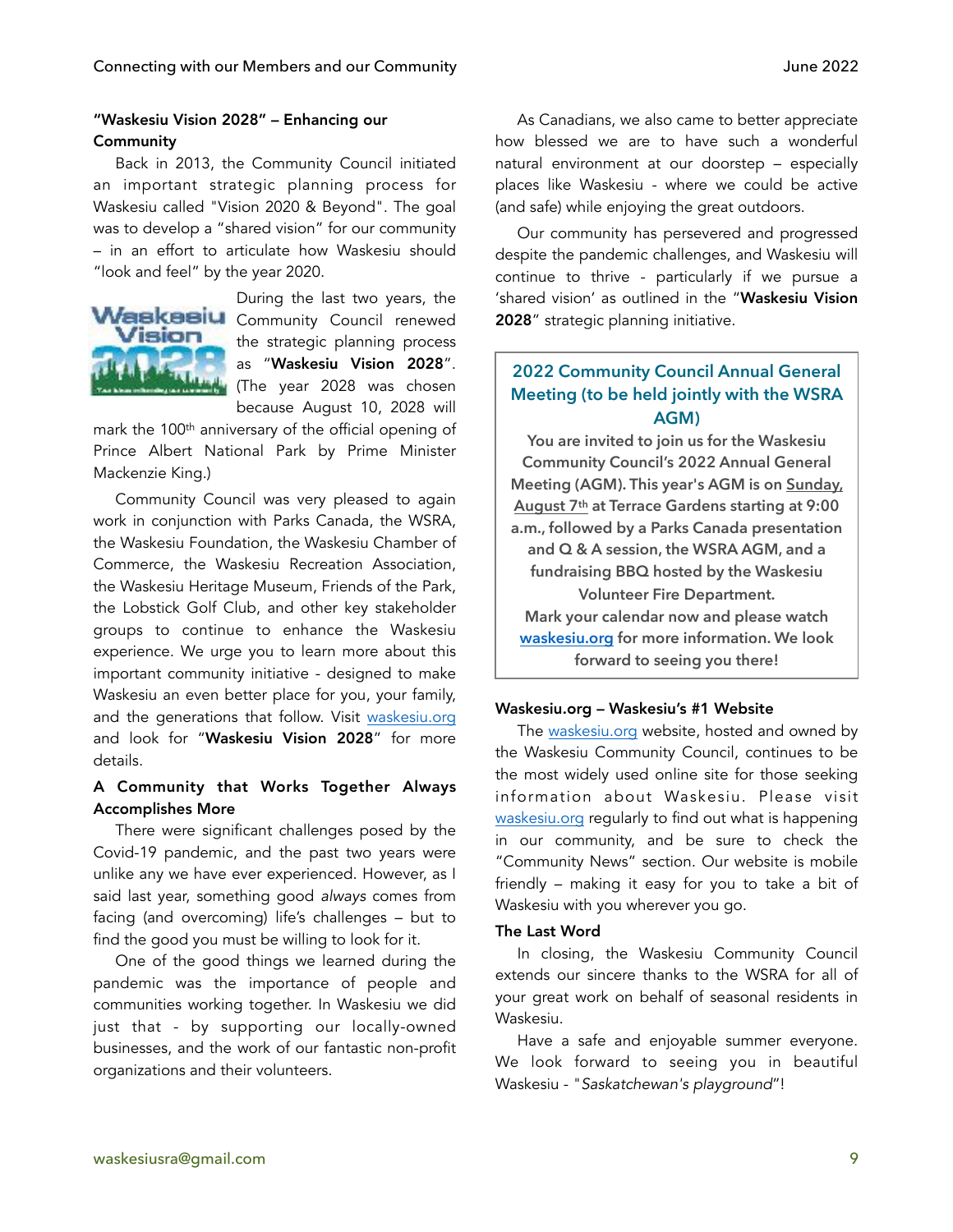### "Waskesiu Vision 2028" – Enhancing our Community

Back in 2013, the Community Council initiated an important strategic planning process for Waskesiu called "Vision 2020 & Beyond". The goal was to develop a "shared vision" for our community – in an effort to articulate how Waskesiu should "look and feel" by the year 2020.

During the last two years, the Community Council renewed the strategic planning process as "**Waskesiu Vision 2028**". (The year 2028 was chosen because August 10, 2028 will mark the 100th anniversary of the official opening of Prince Albert National Park by Prime Minister Mackenzie King.)

Community Council was very pleased to again work in conjunction with Parks Canada, the WSRA, the Waskesiu Foundation, the Waskesiu Chamber of Commerce, the Waskesiu Recreation Association, the Waskesiu Heritage Museum, Friends of the Park, the Lobstick Golf Club, and other key stakeholder groups to continue to enhance the Waskesiu experience. We urge you to learn more about this important community initiative - designed to make Waskesiu an even better place for you, your family, and the generations that follow. Visit waskesiu.org and look for "**Waskesiu Vision 2028**" for more details.

### A Community that Works Together Always Accomplishes More

There were significant challenges posed by the Covid-19 pandemic, and the past two years were unlike any we have ever experienced. However, as I said last year, something good *always* comes from facing (and overcoming) life's challenges – but to find the good you must be willing to look for it.

One of the good things we learned during the pandemic was the importance of people and communities working together. In Waskesiu we did just that - by supporting our locally-owned businesses, and the work of our fantastic non-profit organizations and their volunteers.

As Canadians, we also came to better appreciate how blessed we are to have such a wonderful natural environment at our doorstep – especially places like Waskesiu - where we could be active (and safe) while enjoying the great outdoors.

Our community has persevered and progressed despite the pandemic challenges, and Waskesiu will continue to thrive - particularly if we pursue a 'shared vision' as outlined in the "**Waskesiu Vision 2028**" strategic planning initiative.

### 2022 Community Council Annual General Meeting (to be held jointly with the WSRA AGM)

**You are invited to join us for the Waskesiu Community Council's 2022 Annual General Meeting (AGM). This year's AGM is on Sunday, August 7th at Terrace Gardens starting at 9:00 a.m., followed by a Parks Canada presentation and Q & A session, the WSRA AGM, and a fundraising BBQ hosted by the Waskesiu Volunteer Fire Department.**

**Mark your calendar now and please watch waskesiu.org for more information. We look forward to seeing you there!**

### Waskesiu.org – Waskesiu's #1 Website

The waskesiu.org website, hosted and owned by the Waskesiu Community Council, continues to be the most widely used online site for those seeking information about Waskesiu. Please visit waskesiu.org regularly to find out what is happening in our community, and be sure to check the "Community News" section. Our website is mobile friendly – making it easy for you to take a bit of Waskesiu with you wherever you go.

### The Last Word

In closing, the Waskesiu Community Council extends our sincere thanks to the WSRA for all of your great work on behalf of seasonal residents in Waskesiu.

Have a safe and enjoyable summer everyone. We look forward to seeing you in beautiful Waskesiu - "*Saskatchewan's playground*"!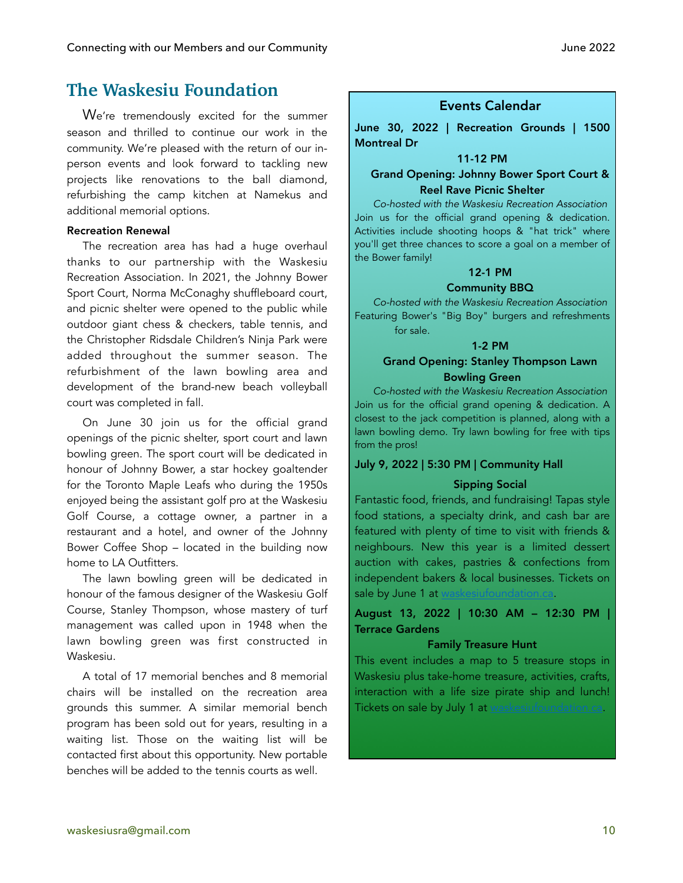# The Waskesiu Foundation

We're tremendously excited for the summer season and thrilled to continue our work in the community. We're pleased with the return of our in-person events and look forward to tackling new projects like renovations to the ball diamond, refurbishing the camp kitchen at Namekus and additional memorial options.

**Recreation Renewal**

The recreation area has had a huge overhaul thanks to our partnership with the Waskesiu Recreation Association. In 2021, the Johnny Bower Sport Court, Norma McConaghy shuffleboard court, and picnic shelter were opened to the public while outdoor giant chess & checkers, table tennis, and the Christopher Ridsdale Children's Ninja Park were added throughout the summer season. The refurbishment of the lawn bowling area and development of the brand-new beach volleyball court was completed in fall.

On June 30 join us for the official grand openings of the picnic shelter, sport court and lawn bowling green. The sport court will be dedicated in honour of Johnny Bower, a star hockey goaltender for the Toronto Maple Leafs who during the 1950s enjoyed being the assistant golf pro at the Waskesiu Golf Course, a cottage owner, a partner in a restaurant and a hotel, and owner of the Johnny Bower Coffee Shop – located in the building now home to LA Outfitters.

The lawn bowling green will be dedicated in honour of the famous designer of the Waskesiu Golf Course, Stanley Thompson, whose mastery of turf management was called upon in 1948 when the lawn bowling green was first constructed in Waskesiu.

A total of 17 memorial benches and 8 memorial chairs will be installed on the recreation area grounds this summer. A similar memorial bench program has been sold out for years, resulting in a waiting list. Those on the waiting list will be contacted first about this opportunity. New portable benches will be added to the tennis courts as well.

## Events Calendar

**June 30, 2022 | Recreation Grounds | 1500 Montreal Dr**

**11-12 PM**

**Grand Opening: Johnny Bower Sport Court & Reel Rave Picnic Shelter**

*Co-hosted with the Waskesiu Recreation Association*

Join us for the official grand opening & dedication. Activities include shooting hoops & "hat trick" where you'll get three chances to score a goal on a member of the Bower family!

**12-1 PM**

**Community BBQ**

*Co-hosted with the Waskesiu Recreation Association*

Featuring Bower's "Big Boy" burgers and refreshments for sale.

**1-2 PM**

**Grand Opening: Stanley Thompson Lawn Bowling Green**

*Co-hosted with the Waskesiu Recreation Association*

Join us for the official grand opening & dedication. A closest to the jack competition is planned, along with a lawn bowling demo. Try lawn bowling for free with tips from the pros!

**July 9, 2022 | 5:30 PM | Community Hall**

**Sipping Social**

Fantastic food, friends, and fundraising! Tapas style food stations, a specialty drink, and cash bar are featured with plenty of time to visit with friends & neighbours. New this year is a limited dessert auction with cakes, pastries & confections from independent bakers & local businesses. Tickets on sale by June 1 at waskesiufoundation.ca.

**August 13, 2022 | 10:30 AM – 12:30 PM | Terrace Gardens**

**Family Treasure Hunt**

This event includes a map to 5 treasure stops in Waskesiu plus take-home treasure, activities, crafts, interaction with a life size pirate ship and lunch! Tickets on sale by July 1 at waskesiufoundation.ca.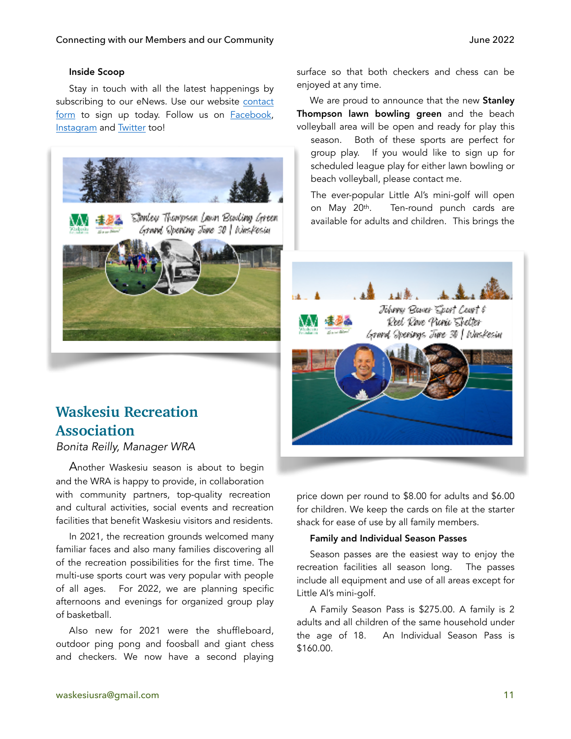### Inside Scoop

Stay in touch with all the latest happenings by subscribing to our eNews. Use our website contact form to sign up today. Follow us on Facebook, Instagram and Twitter too!

## Waskesiu Recreation Association

*Bonita Reilly, Manager WRA*

Another Waskesiu season is about to begin and the WRA is happy to provide, in collaboration with community partners, top-quality recreation and cultural activities, social events and recreation facilities that benefit Waskesiu visitors and residents.

In 2021, the recreation grounds welcomed many familiar faces and also many families discovering all of the recreation possibilities for the first time. The multi-use sports court was very popular with people of all ages. For 2022, we are planning specific afternoons and evenings for organized group play of basketball.

Also new for 2021 were the shuffleboard, outdoor ping pong and foosball and giant chess and checkers. We now have a second playing surface so that both checkers and chess can be enjoyed at any time.

We are proud to announce that the new **Stanley Thompson lawn bowling green** and the beach volleyball area will be open and ready for play this season. Both of these sports are perfect for group play. If you would like to sign up for scheduled league play for either lawn bowling or beach volleyball, please contact me.

The ever-popular Little Al's mini-golf will open on May 20th. Ten-round punch cards are available for adults and children. This brings the price down per round to $8.00 for adults and $6.00 for children. We keep the cards on file at the starter shack for ease of use by all family members.

### Family and Individual Season Passes

Season passes are the easiest way to enjoy the recreation facilities all season long. The passes include all equipment and use of all areas except for Little Al's mini-golf.

A Family Season Pass is $275.00. A family is 2 adults and all children of the same household under the age of 18. An Individual Season Pass is $160.00.

waskesiusra@gmail.com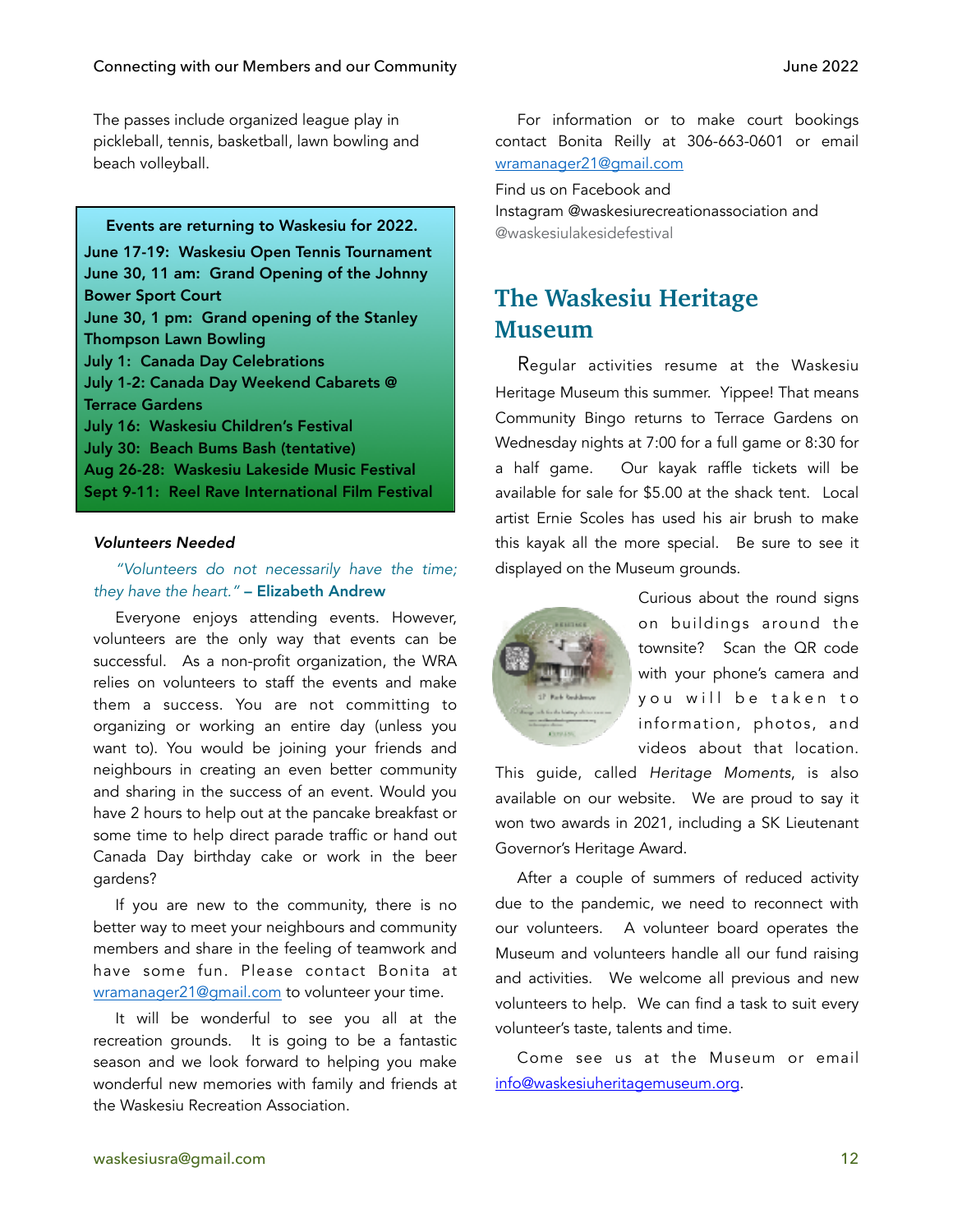The passes include organized league play in pickleball, tennis, basketball, lawn bowling and beach volleyball.

**Events are returning to Waskesiu for 2022.**

**June 17-19: Waskesiu Open Tennis Tournament**
**June 30, 11 am: Grand Opening of the Johnny Bower Sport Court**
**June 30, 1 pm: Grand opening of the Stanley Thompson Lawn Bowling**
**July 1: Canada Day Celebrations**
**July 1-2: Canada Day Weekend Cabarets @ Terrace Gardens**
**July 16: Waskesiu Children's Festival**
**July 30: Beach Bums Bash (tentative)**
**Aug 26-28: Waskesiu Lakeside Music Festival**
**Sept 9-11: Reel Rave International Film Festival**

***Volunteers Needed***

*"Volunteers do not necessarily have the time; they have the heart."* **– Elizabeth Andrew**

Everyone enjoys attending events. However, volunteers are the only way that events can be successful. As a non-profit organization, the WRA relies on volunteers to staff the events and make them a success. You are not committing to organizing or working an entire day (unless you want to). You would be joining your friends and neighbours in creating an even better community and sharing in the success of an event. Would you have 2 hours to help out at the pancake breakfast or some time to help direct parade traffic or hand out Canada Day birthday cake or work in the beer gardens?

If you are new to the community, there is no better way to meet your neighbours and community members and share in the feeling of teamwork and have some fun. Please contact Bonita at wramanager21@gmail.com to volunteer your time.

It will be wonderful to see you all at the recreation grounds. It is going to be a fantastic season and we look forward to helping you make wonderful new memories with family and friends at the Waskesiu Recreation Association.

For information or to make court bookings contact Bonita Reilly at 306-663-0601 or email wramanager21@gmail.com

Find us on Facebook and Instagram @waskesiurecreationassociation and @waskesiulakesidefestival

## The Waskesiu Heritage Museum

Regular activities resume at the Waskesiu Heritage Museum this summer. Yippee! That means Community Bingo returns to Terrace Gardens on Wednesday nights at 7:00 for a full game or 8:30 for a half game. Our kayak raffle tickets will be available for sale for $5.00 at the shack tent. Local artist Ernie Scoles has used his air brush to make this kayak all the more special. Be sure to see it displayed on the Museum grounds.

Curious about the round signs on buildings around the townsite? Scan the QR code with your phone's camera and you will be taken to information, photos, and videos about that location. This guide, called *Heritage Moments*, is also available on our website. We are proud to say it won two awards in 2021, including a SK Lieutenant Governor's Heritage Award.

After a couple of summers of reduced activity due to the pandemic, we need to reconnect with our volunteers. A volunteer board operates the Museum and volunteers handle all our fund raising and activities. We welcome all previous and new volunteers to help. We can find a task to suit every volunteer's taste, talents and time.

Come see us at the Museum or email info@waskesiuheritagemuseum.org.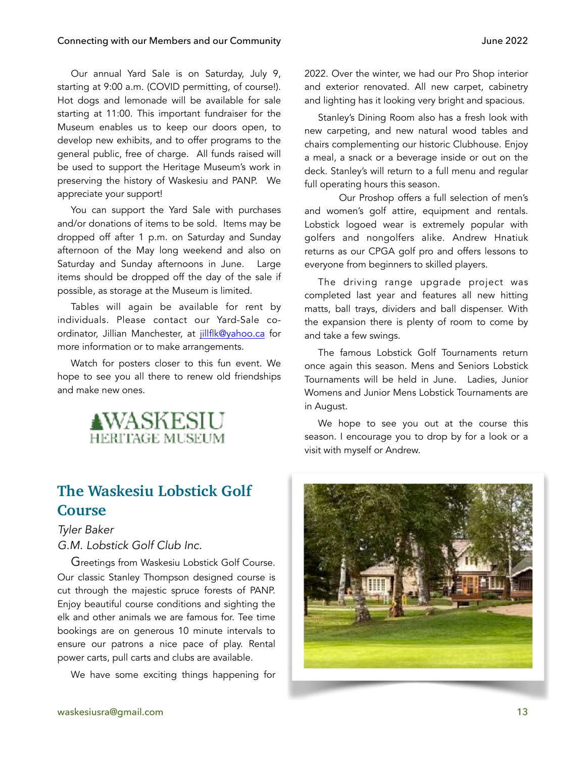Our annual Yard Sale is on Saturday, July 9, starting at 9:00 a.m. (COVID permitting, of course!). Hot dogs and lemonade will be available for sale starting at 11:00. This important fundraiser for the Museum enables us to keep our doors open, to develop new exhibits, and to offer programs to the general public, free of charge. All funds raised will be used to support the Heritage Museum's work in preserving the history of Waskesiu and PANP. We appreciate your support!

You can support the Yard Sale with purchases and/or donations of items to be sold. Items may be dropped off after 1 p.m. on Saturday and Sunday afternoon of the May long weekend and also on Saturday and Sunday afternoons in June. Large items should be dropped off the day of the sale if possible, as storage at the Museum is limited.

Tables will again be available for rent by individuals. Please contact our Yard-Sale co-ordinator, Jillian Manchester, at jillflk@yahoo.ca for more information or to make arrangements.

Watch for posters closer to this fun event. We hope to see you all there to renew old friendships and make new ones.

WASKESIU HERITAGE MUSEUM

## The Waskesiu Lobstick Golf Course

*Tyler Baker*
*G.M. Lobstick Golf Club Inc.*

Greetings from Waskesiu Lobstick Golf Course. Our classic Stanley Thompson designed course is cut through the majestic spruce forests of PANP. Enjoy beautiful course conditions and sighting the elk and other animals we are famous for. Tee time bookings are on generous 10 minute intervals to ensure our patrons a nice pace of play. Rental power carts, pull carts and clubs are available.

We have some exciting things happening for 2022. Over the winter, we had our Pro Shop interior and exterior renovated. All new carpet, cabinetry and lighting has it looking very bright and spacious.

Stanley's Dining Room also has a fresh look with new carpeting, and new natural wood tables and chairs complementing our historic Clubhouse. Enjoy a meal, a snack or a beverage inside or out on the deck. Stanley's will return to a full menu and regular full operating hours this season.

Our Proshop offers a full selection of men's and women's golf attire, equipment and rentals. Lobstick logoed wear is extremely popular with golfers and nongolfers alike. Andrew Hnatiuk returns as our CPGA golf pro and offers lessons to everyone from beginners to skilled players.

The driving range upgrade project was completed last year and features all new hitting matts, ball trays, dividers and ball dispenser. With the expansion there is plenty of room to come by and take a few swings.

The famous Lobstick Golf Tournaments return once again this season. Mens and Seniors Lobstick Tournaments will be held in June. Ladies, Junior Womens and Junior Mens Lobstick Tournaments are in August.

We hope to see you out at the course this season. I encourage you to drop by for a look or a visit with myself or Andrew.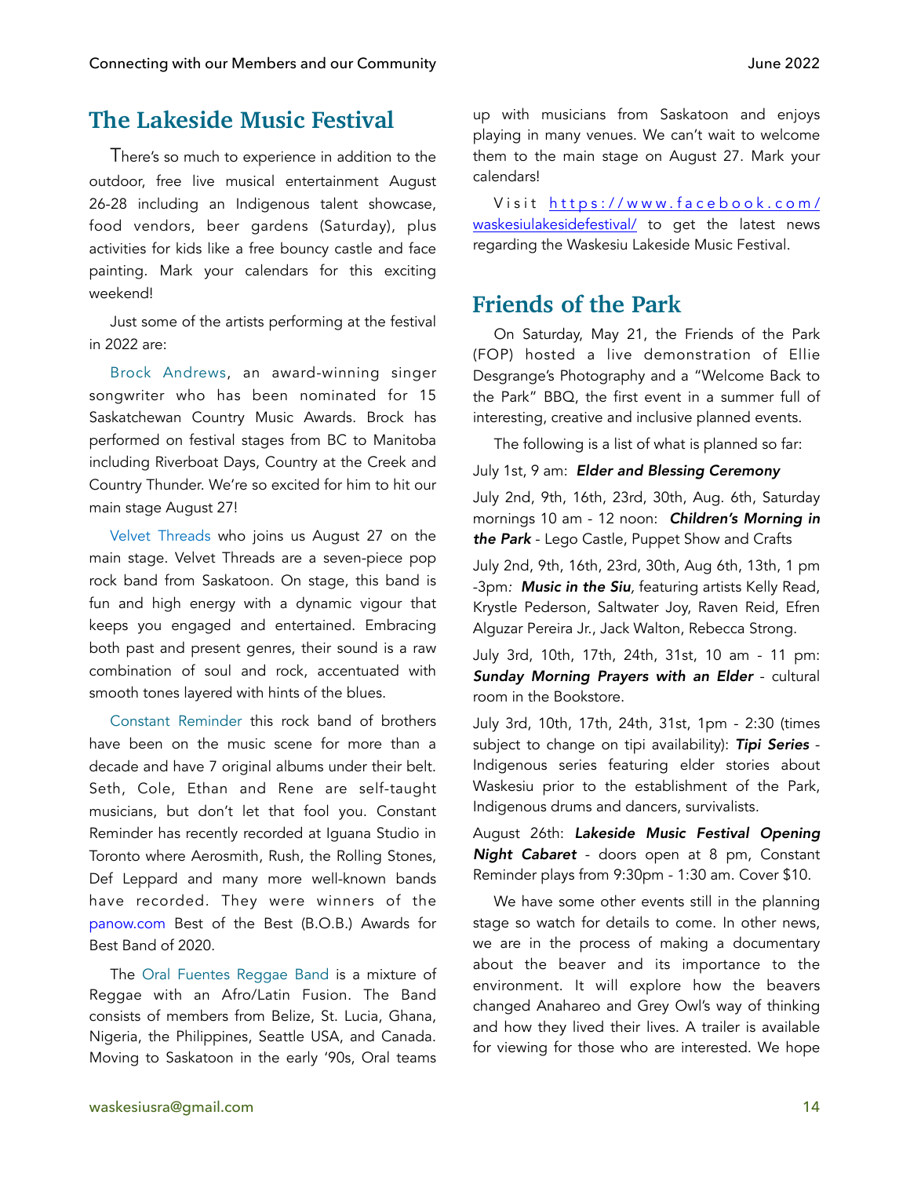## The Lakeside Music Festival

There's so much to experience in addition to the outdoor, free live musical entertainment August 26-28 including an Indigenous talent showcase, food vendors, beer gardens (Saturday), plus activities for kids like a free bouncy castle and face painting. Mark your calendars for this exciting weekend!

Just some of the artists performing at the festival in 2022 are:

Brock Andrews, an award-winning singer songwriter who has been nominated for 15 Saskatchewan Country Music Awards. Brock has performed on festival stages from BC to Manitoba including Riverboat Days, Country at the Creek and Country Thunder. We're so excited for him to hit our main stage August 27!

Velvet Threads who joins us August 27 on the main stage. Velvet Threads are a seven-piece pop rock band from Saskatoon. On stage, this band is fun and high energy with a dynamic vigour that keeps you engaged and entertained. Embracing both past and present genres, their sound is a raw combination of soul and rock, accentuated with smooth tones layered with hints of the blues.

Constant Reminder this rock band of brothers have been on the music scene for more than a decade and have 7 original albums under their belt. Seth, Cole, Ethan and Rene are self-taught musicians, but don't let that fool you. Constant Reminder has recently recorded at Iguana Studio in Toronto where Aerosmith, Rush, the Rolling Stones, Def Leppard and many more well-known bands have recorded. They were winners of the panow.com Best of the Best (B.O.B.) Awards for Best Band of 2020.

The Oral Fuentes Reggae Band is a mixture of Reggae with an Afro/Latin Fusion. The Band consists of members from Belize, St. Lucia, Ghana, Nigeria, the Philippines, Seattle USA, and Canada. Moving to Saskatoon in the early '90s, Oral teams up with musicians from Saskatoon and enjoys playing in many venues. We can't wait to welcome them to the main stage on August 27. Mark your calendars!

Visit https://www.facebook.com/waskesiulakesidefestival/ to get the latest news regarding the Waskesiu Lakeside Music Festival.

## Friends of the Park

On Saturday, May 21, the Friends of the Park (FOP) hosted a live demonstration of Ellie Desgrange's Photography and a "Welcome Back to the Park" BBQ, the first event in a summer full of interesting, creative and inclusive planned events.

The following is a list of what is planned so far:

July 1st, 9 am: ***Elder and Blessing Ceremony***

July 2nd, 9th, 16th, 23rd, 30th, Aug. 6th, Saturday mornings 10 am - 12 noon: ***Children's Morning in the Park*** - Lego Castle, Puppet Show and Crafts

July 2nd, 9th, 16th, 23rd, 30th, Aug 6th, 13th, 1 pm -3pm: ***Music in the Siu***, featuring artists Kelly Read, Krystle Pederson, Saltwater Joy, Raven Reid, Efren Alguzar Pereira Jr., Jack Walton, Rebecca Strong.

July 3rd, 10th, 17th, 24th, 31st, 10 am - 11 pm: ***Sunday Morning Prayers with an Elder*** - cultural room in the Bookstore.

July 3rd, 10th, 17th, 24th, 31st, 1pm - 2:30 (times subject to change on tipi availability): ***Tipi Series*** - Indigenous series featuring elder stories about Waskesiu prior to the establishment of the Park, Indigenous drums and dancers, survivalists.

August 26th: ***Lakeside Music Festival Opening Night Cabaret*** - doors open at 8 pm, Constant Reminder plays from 9:30pm - 1:30 am. Cover $10.

We have some other events still in the planning stage so watch for details to come. In other news, we are in the process of making a documentary about the beaver and its importance to the environment. It will explore how the beavers changed Anahareo and Grey Owl's way of thinking and how they lived their lives. A trailer is available for viewing for those who are interested. We hope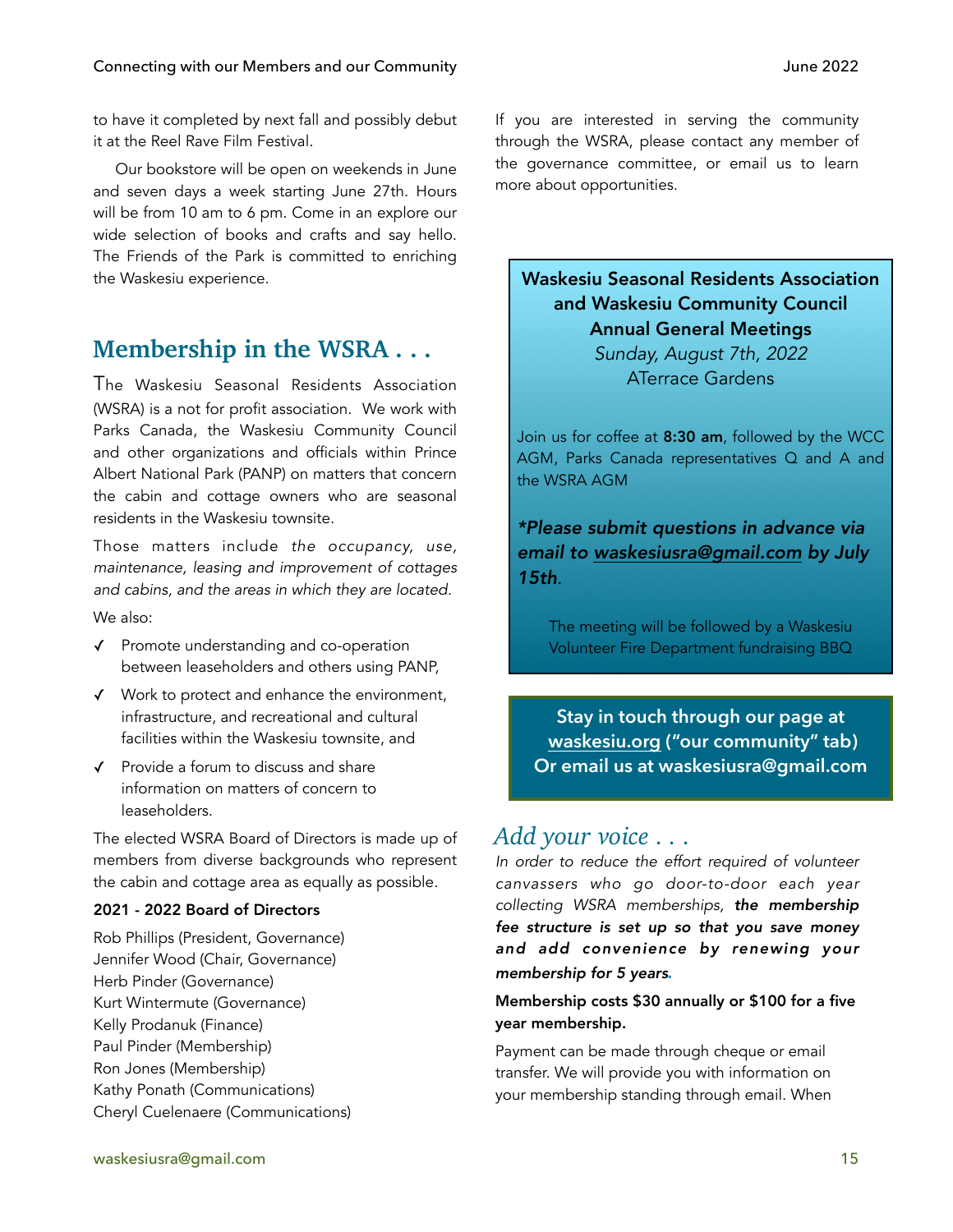to have it completed by next fall and possibly debut it at the Reel Rave Film Festival.

Our bookstore will be open on weekends in June and seven days a week starting June 27th. Hours will be from 10 am to 6 pm. Come in an explore our wide selection of books and crafts and say hello. The Friends of the Park is committed to enriching the Waskesiu experience.

## Membership in the WSRA . . .

The Waskesiu Seasonal Residents Association (WSRA) is a not for profit association. We work with Parks Canada, the Waskesiu Community Council and other organizations and officials within Prince Albert National Park (PANP) on matters that concern the cabin and cottage owners who are seasonal residents in the Waskesiu townsite.

Those matters include *the occupancy, use, maintenance, leasing and improvement of cottages and cabins, and the areas in which they are located.*

We also:

- ✓ Promote understanding and co-operation between leaseholders and others using PANP,
- ✓ Work to protect and enhance the environment, infrastructure, and recreational and cultural facilities within the Waskesiu townsite, and
- ✓ Provide a forum to discuss and share information on matters of concern to leaseholders.

The elected WSRA Board of Directors is made up of members from diverse backgrounds who represent the cabin and cottage area as equally as possible.

**2021 - 2022 Board of Directors**

Rob Phillips (President, Governance)
Jennifer Wood (Chair, Governance)
Herb Pinder (Governance)
Kurt Wintermute (Governance)
Kelly Prodanuk (Finance)
Paul Pinder (Membership)
Ron Jones (Membership)
Kathy Ponath (Communications)
Cheryl Cuelenaere (Communications)

If you are interested in serving the community through the WSRA, please contact any member of the governance committee, or email us to learn more about opportunities.

**Waskesiu Seasonal Residents Association and Waskesiu Community Council Annual General Meetings**
*Sunday, August 7th, 2022*
ATerrace Gardens

Join us for coffee at **8:30 am**, followed by the WCC AGM, Parks Canada representatives Q and A and the WSRA AGM

***\*Please submit questions in advance via email to waskesiusra@gmail.com by July 15th***.

The meeting will be followed by a Waskesiu Volunteer Fire Department fundraising BBQ

**Stay in touch through our page at waskesiu.org ("our community" tab)
Or email us at waskesiusra@gmail.com**

## *Add your voice . . .*

*In order to reduce the effort required of volunteer canvassers who go door-to-door each year collecting WSRA memberships,* ***the membership fee structure is set up so that you save money and add convenience by renewing your membership for 5 years.***

**Membership costs $30 annually or $100 for a five year membership.**

Payment can be made through cheque or email transfer. We will provide you with information on your membership standing through email. When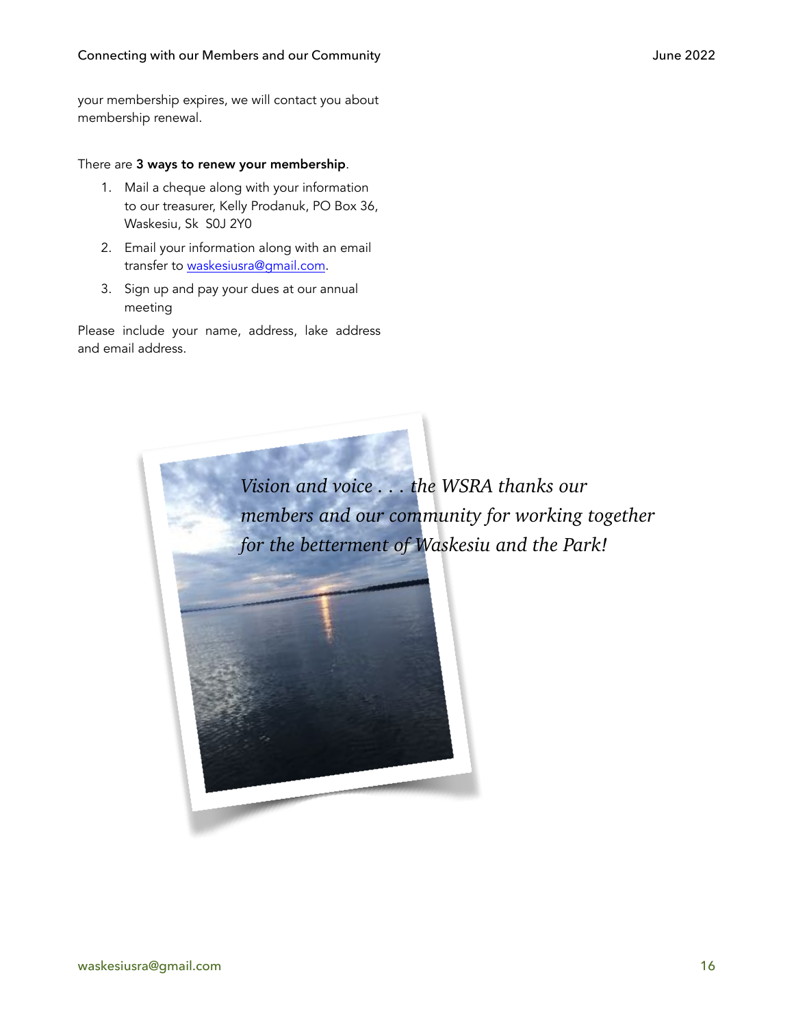your membership expires, we will contact you about membership renewal.

There are **3 ways to renew your membership**.

1. Mail a cheque along with your information to our treasurer, Kelly Prodanuk, PO Box 36, Waskesiu, Sk S0J 2Y0
2. Email your information along with an email transfer to waskesiusra@gmail.com.
3. Sign up and pay your dues at our annual meeting

Please include your name, address, lake address and email address.

*Vision and voice . . . the WSRA thanks our members and our community for working together for the betterment of Waskesiu and the Park!*